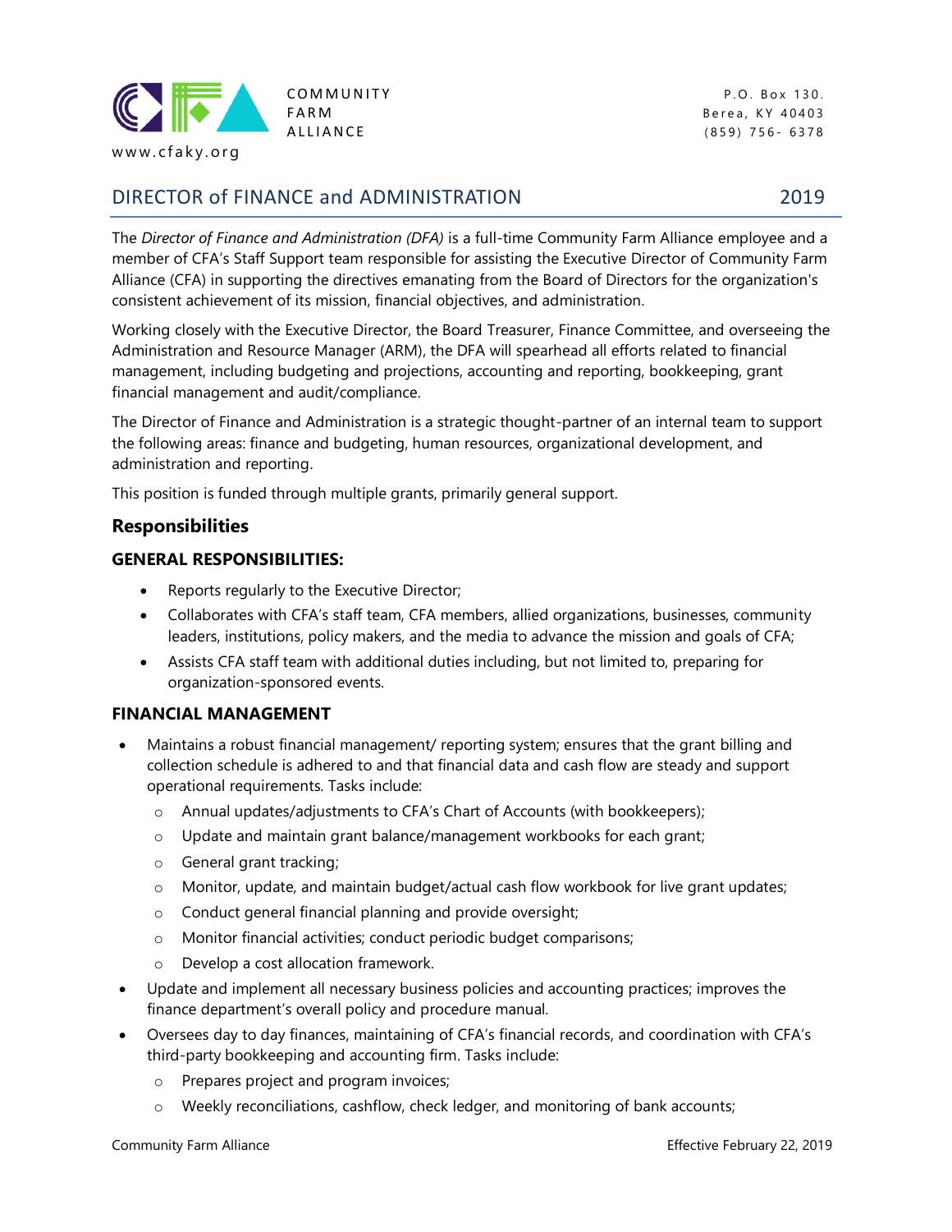COMMUNITY FARM ALLIANCE

www.cfaky.org

P.O. Box 130.
Berea, KY 40403
(859) 756- 6378

# DIRECTOR of FINANCE and ADMINISTRATION 2019

The *Director of Finance and Administration (DFA)* is a full-time Community Farm Alliance employee and a member of CFA's Staff Support team responsible for assisting the Executive Director of Community Farm Alliance (CFA) in supporting the directives emanating from the Board of Directors for the organization's consistent achievement of its mission, financial objectives, and administration.

Working closely with the Executive Director, the Board Treasurer, Finance Committee, and overseeing the Administration and Resource Manager (ARM), the DFA will spearhead all efforts related to financial management, including budgeting and projections, accounting and reporting, bookkeeping, grant financial management and audit/compliance.

The Director of Finance and Administration is a strategic thought-partner of an internal team to support the following areas: finance and budgeting, human resources, organizational development, and administration and reporting.

This position is funded through multiple grants, primarily general support.

## Responsibilities

### GENERAL RESPONSIBILITIES:

- Reports regularly to the Executive Director;
- Collaborates with CFA's staff team, CFA members, allied organizations, businesses, community leaders, institutions, policy makers, and the media to advance the mission and goals of CFA;
- Assists CFA staff team with additional duties including, but not limited to, preparing for organization-sponsored events.

### FINANCIAL MANAGEMENT

- Maintains a robust financial management/ reporting system; ensures that the grant billing and collection schedule is adhered to and that financial data and cash flow are steady and support operational requirements. Tasks include:
  - Annual updates/adjustments to CFA's Chart of Accounts (with bookkeepers);
  - Update and maintain grant balance/management workbooks for each grant;
  - General grant tracking;
  - Monitor, update, and maintain budget/actual cash flow workbook for live grant updates;
  - Conduct general financial planning and provide oversight;
  - Monitor financial activities; conduct periodic budget comparisons;
  - Develop a cost allocation framework.
- Update and implement all necessary business policies and accounting practices; improves the finance department's overall policy and procedure manual.
- Oversees day to day finances, maintaining of CFA's financial records, and coordination with CFA's third-party bookkeeping and accounting firm. Tasks include:
  - Prepares project and program invoices;
  - Weekly reconciliations, cashflow, check ledger, and monitoring of bank accounts;

Community Farm Alliance Effective February 22, 2019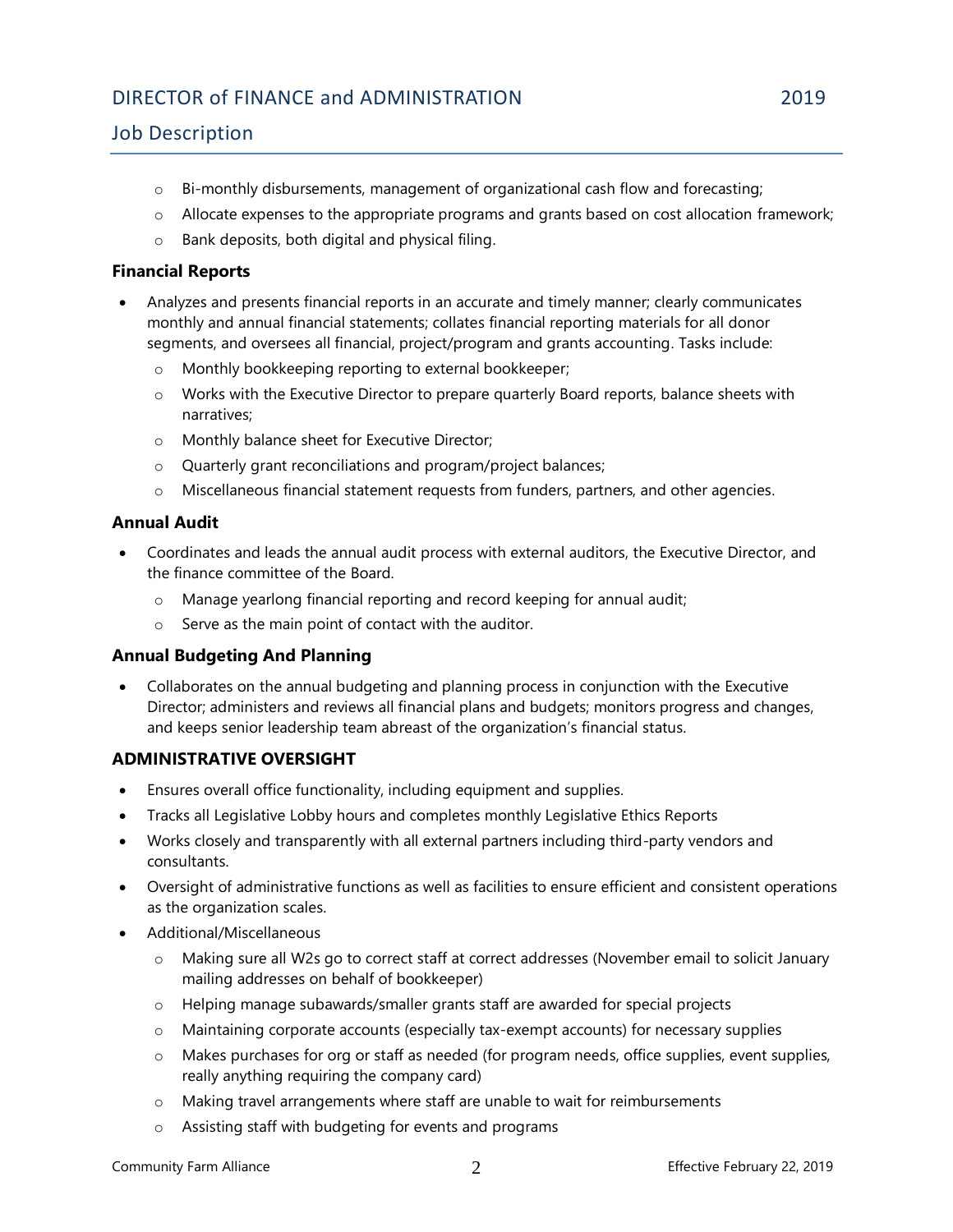- Bi-monthly disbursements, management of organizational cash flow and forecasting;
  - Allocate expenses to the appropriate programs and grants based on cost allocation framework;
  - Bank deposits, both digital and physical filing.

### Financial Reports

- Analyzes and presents financial reports in an accurate and timely manner; clearly communicates monthly and annual financial statements; collates financial reporting materials for all donor segments, and oversees all financial, project/program and grants accounting. Tasks include:
  - Monthly bookkeeping reporting to external bookkeeper;
  - Works with the Executive Director to prepare quarterly Board reports, balance sheets with narratives;
  - Monthly balance sheet for Executive Director;
  - Quarterly grant reconciliations and program/project balances;
  - Miscellaneous financial statement requests from funders, partners, and other agencies.

### Annual Audit

- Coordinates and leads the annual audit process with external auditors, the Executive Director, and the finance committee of the Board.
  - Manage yearlong financial reporting and record keeping for annual audit;
  - Serve as the main point of contact with the auditor.

### Annual Budgeting And Planning

- Collaborates on the annual budgeting and planning process in conjunction with the Executive Director; administers and reviews all financial plans and budgets; monitors progress and changes, and keeps senior leadership team abreast of the organization's financial status.

### ADMINISTRATIVE OVERSIGHT

- Ensures overall office functionality, including equipment and supplies.
- Tracks all Legislative Lobby hours and completes monthly Legislative Ethics Reports
- Works closely and transparently with all external partners including third-party vendors and consultants.
- Oversight of administrative functions as well as facilities to ensure efficient and consistent operations as the organization scales.
- Additional/Miscellaneous
  - Making sure all W2s go to correct staff at correct addresses (November email to solicit January mailing addresses on behalf of bookkeeper)
  - Helping manage subawards/smaller grants staff are awarded for special projects
  - Maintaining corporate accounts (especially tax-exempt accounts) for necessary supplies
  - Makes purchases for org or staff as needed (for program needs, office supplies, event supplies, really anything requiring the company card)
  - Making travel arrangements where staff are unable to wait for reimbursements
  - Assisting staff with budgeting for events and programs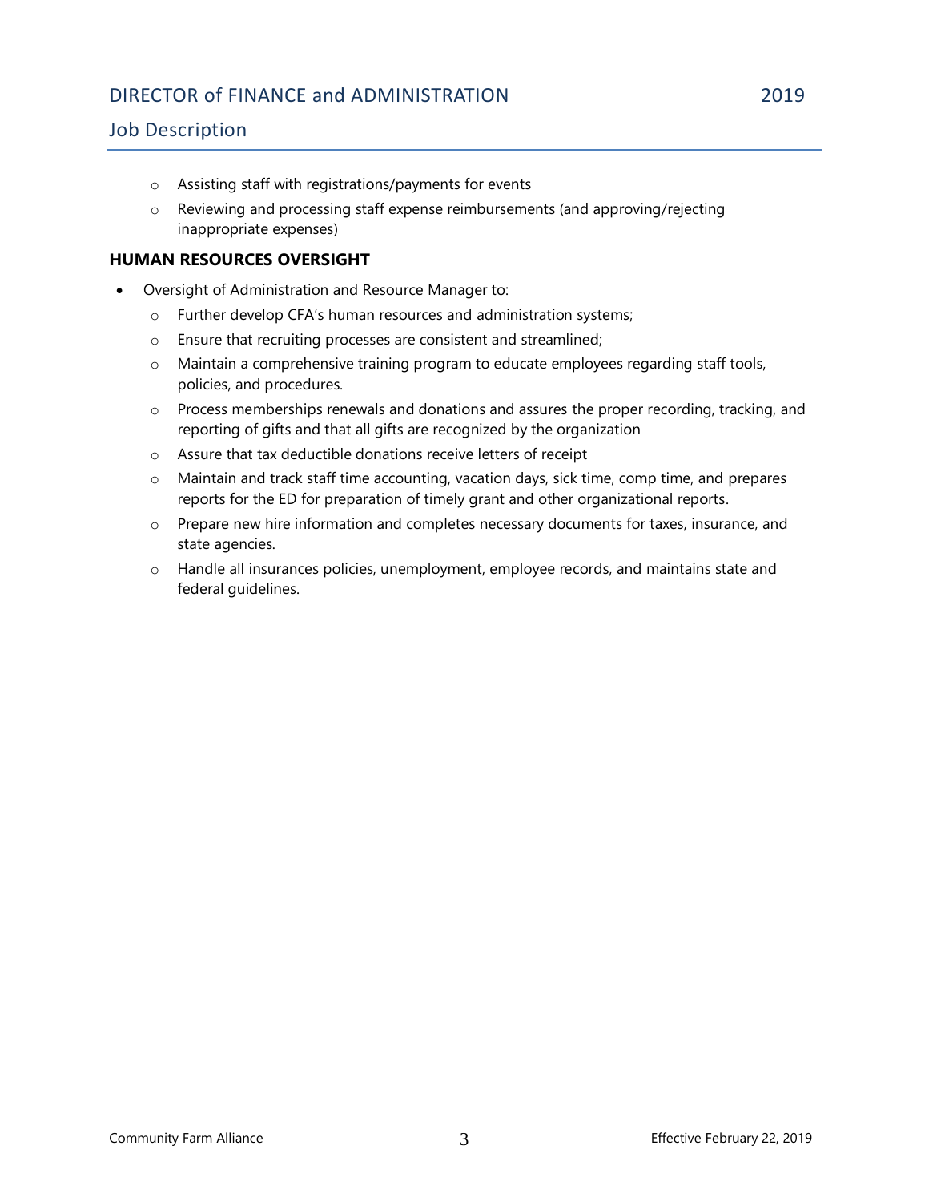- Assisting staff with registrations/payments for events
  - Reviewing and processing staff expense reimbursements (and approving/rejecting inappropriate expenses)

**HUMAN RESOURCES OVERSIGHT**

- Oversight of Administration and Resource Manager to:
  - Further develop CFA's human resources and administration systems;
  - Ensure that recruiting processes are consistent and streamlined;
  - Maintain a comprehensive training program to educate employees regarding staff tools, policies, and procedures.
  - Process memberships renewals and donations and assures the proper recording, tracking, and reporting of gifts and that all gifts are recognized by the organization
  - Assure that tax deductible donations receive letters of receipt
  - Maintain and track staff time accounting, vacation days, sick time, comp time, and prepares reports for the ED for preparation of timely grant and other organizational reports.
  - Prepare new hire information and completes necessary documents for taxes, insurance, and state agencies.
  - Handle all insurances policies, unemployment, employee records, and maintains state and federal guidelines.